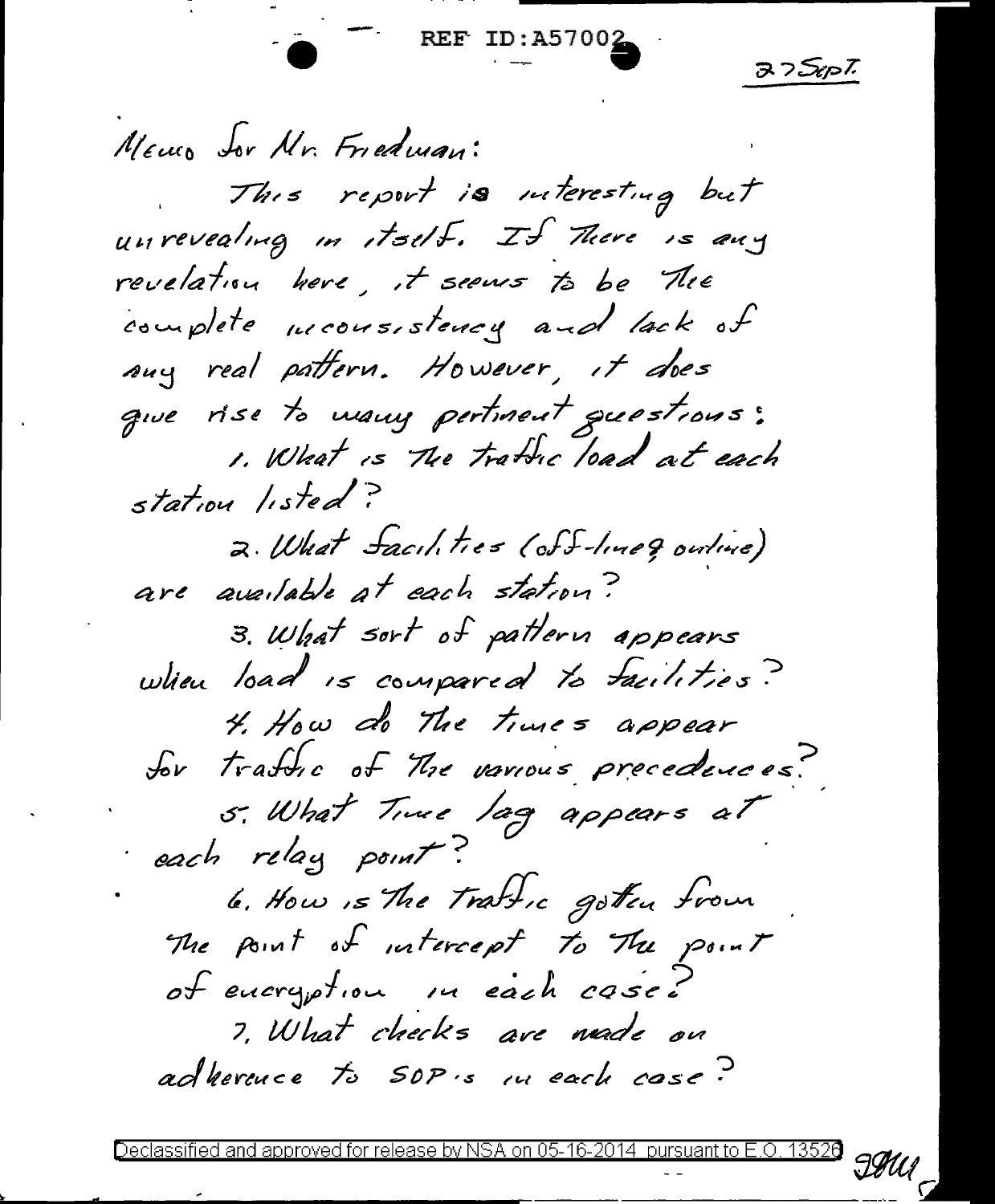REF ID:A57002

27 Sept.

Memo for Mr. Friedman:

This report is interesting but unrevealing in itself. If there is any revelation here, it seems to be the complete inconsistency and lack of any real pattern. However, it does give rise to many pertinent questions:

1. What is the traffic load at each station listed?

2. What facilities (off-line & online) are available at each station?

3. What sort of pattern appears when load is compared to facilities?

4. How do the times appear for traffic of the various precedences?

5. What time lag appears at each relay point?

6. How is the traffic gotten from the point of intercept to the point of encryption in each case?

7. What checks are made on adherence to SOP's in each case?

Declassified and approved for release by NSA on 05-16-2014 pursuant to E.O. 13526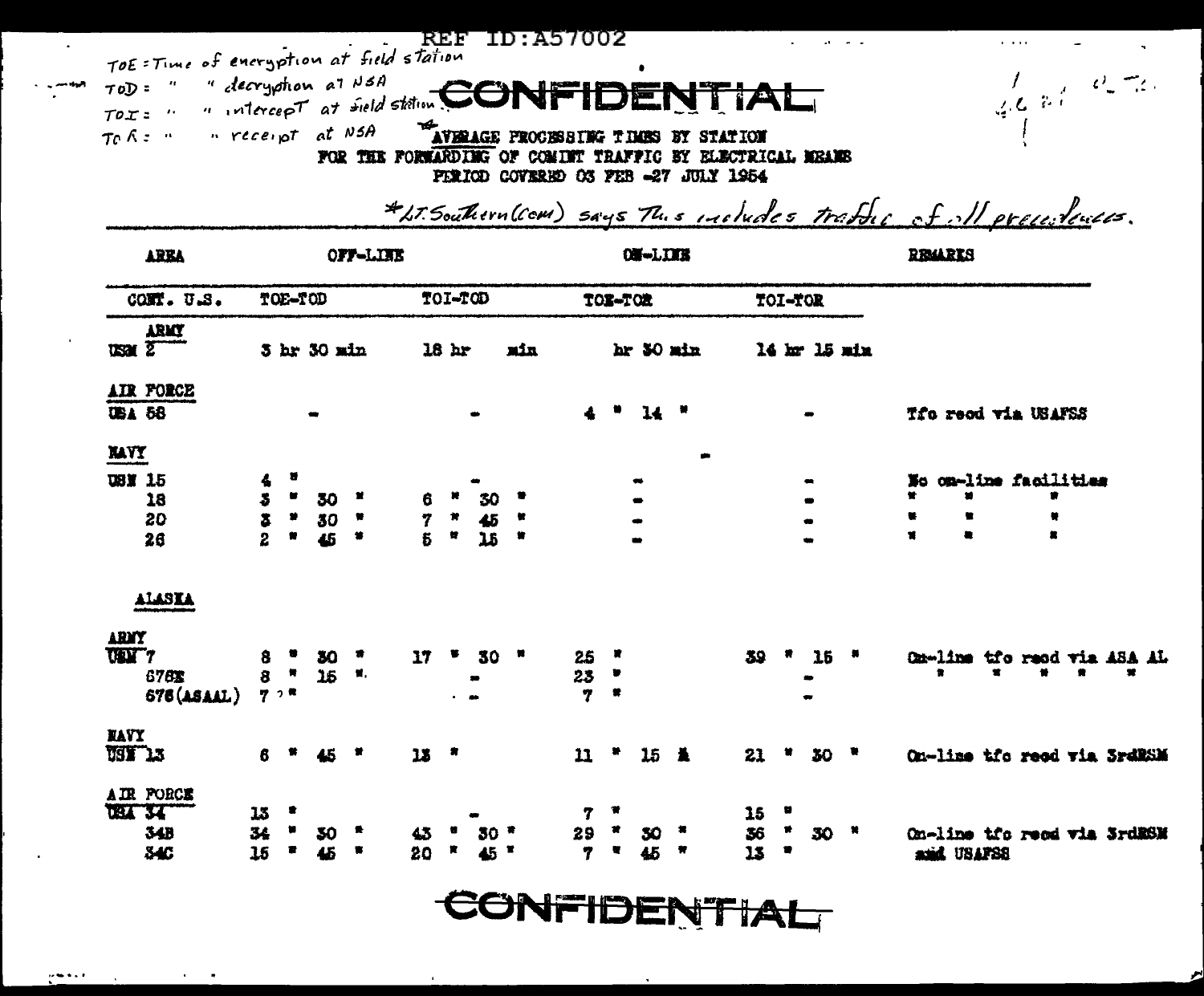REF ID:A57002

TOE = Time of encryption at field station
TOD = " " decryption at NSA
TOI = " " intercept at field station
TOR = " " receipt at NSA

CONFIDENTIAL

\*AVERAGE PROCESSING TIMES BY STATION
FOR THE FORWARDING OF COMINT TRAFFIC BY ELECTRICAL MEANS
PERIOD COVERED 03 FEB -27 JULY 1954

\*Lt. Southern (Com) says this includes traffic of all precedences.

| AREA | OFF-LINE | | ON-LINE | | REMARKS |
|---|---|---|---|---|---|
| CONT. U.S. | TOE-TOD | TOI-TOD | TOE-TOR | TOI-TOR | |
| **ARMY** | | | | | |
| USM 2 | 3 hr 30 min | 18 hr min | hr 30 min | 14 hr 15 min | |
| **AIR FORCE** | | | | | |
| USA 58 | - | - | 4 " 14 " | - | Tfc recd via USAFSS |
| **NAVY** | | | | | |
| USN 15 | 4 " | - | - | - | No on-line facilities |
| 18 | 3 " 30 " | 6 " 30 " | - | - | " " " |
| 20 | 3 " 30 " | 7 " 45 " | - | - | " " " |
| 26 | 2 " 45 " | 5 " 15 " | - | - | " " " |
| **ALASKA** | | | | | |
| **ARMY** | | | | | |
| USM 7 | 8 " 30 " | 17 " 30 " | 25 " | 39 " 15 " | On-line tfc recd via ASA AL |
| 676E | 8 " 15 " | - | 23 " | - | " " " " " |
| 676(ASAAL) | 7 ? " | - | 7 " | - | |
| **NAVY** | | | | | |
| USN 13 | 6 " 45 " | 13 " | 11 " 15 " | 21 " 30 " | On-line tfc recd via 3rdRSM |
| **AIR FORCE** | | | | | |
| USA 34 | 13 " | - | 7 " | 15 " | |
| 34B | 34 " 30 " | 43 " 30 " | 29 " 30 " | 36 " 30 " | On-line tfc recd via 3rdRSM |
| 34C | 15 " 45 " | 20 " 45 " | 7 " 45 " | 13 " | and USAFSS |

CONFIDENTIAL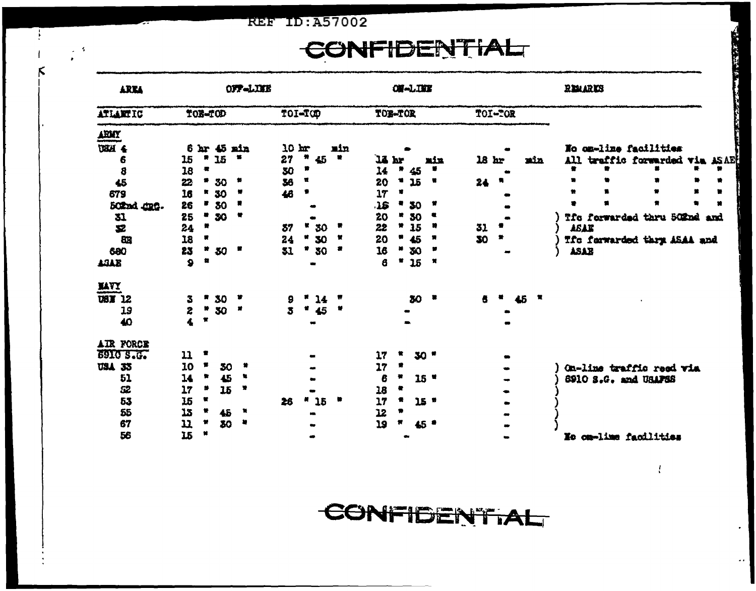REF ID:A57002

CONFIDENTIAL

| AREA | OFF-LINE | | ON-LINE | | REMARKS |
|---|---|---|---|---|---|
| ATLANTIC | TOE-TOD | TOI-TOD | TOE-TOR | TOI-TOR | |
| **ARMY** | | | | | |
| USM 4 | 6 hr 45 min | 10 hr min | - | - | No on-line facilities |
| 6 | 15 " 15 " | 27 " 45 " | 12 hr min | 18 hr min | All traffic forwarded via ASAE |
| 8 | 18 " | 30 " | 14 " 45 " | - | " " " " " |
| 45 | 22 " 30 " | 36 " | 20 " 15 " | 24 " | " " " " " |
| 679 | 16 " 30 " | 46 " | 17 " | - | " " " " " |
| 502nd CRG. | 26 " 30 " | - | 16 " 30 " | - | " " " " " |
| 31 | 25 " 30 " | - | 20 " 30 " | - | ) Tfc forwarded thru 502nd and |
| 32 | 24 " | 37 " 30 " | 22 " 15 " | 31 " | ) ASAE |
| 82 | 18 " | 24 " 30 " | 20 " 45 " | 30 " | ) Tfc forwarded thru ASAA and |
| 680 | 23 " 30 " | 31 " 30 " | 16 " 30 " | - | ) ASAE |
| ASAE | 9 " | - | 6 " 15 " | | |
| **NAVY** | | | | | |
| USN 12 | 3 " 30 " | 9 " 14 " | 30 " | 6 " 45 " | |
| 19 | 2 " 30 " | 3 " 45 " | - | - | |
| 40 | 4 " | - | - | - | |
| **AIR FORCE** | | | | | |
| 6910 S.G. | 11 " | - | 17 " 30 " | - | |
| USA 33 | 10 " 30 " | - | 17 " | - | ) On-line traffic recd via |
| 51 | 14 " 45 " | - | 6 " 15 " | - | ) 6910 S.G. and USAFSS |
| 52 | 17 " 15 " | - | 18 " | - | ) |
| 53 | 15 " | 26 " 15 " | 17 " 15 " | - | ) |
| 55 | 13 " 45 " | - | 12 " | - | ) |
| 67 | 11 " 30 " | - | 19 " 45 " | - | ) |
| 56 | 15 " | - | - | - | No on-line facilities |

CONFIDENTIAL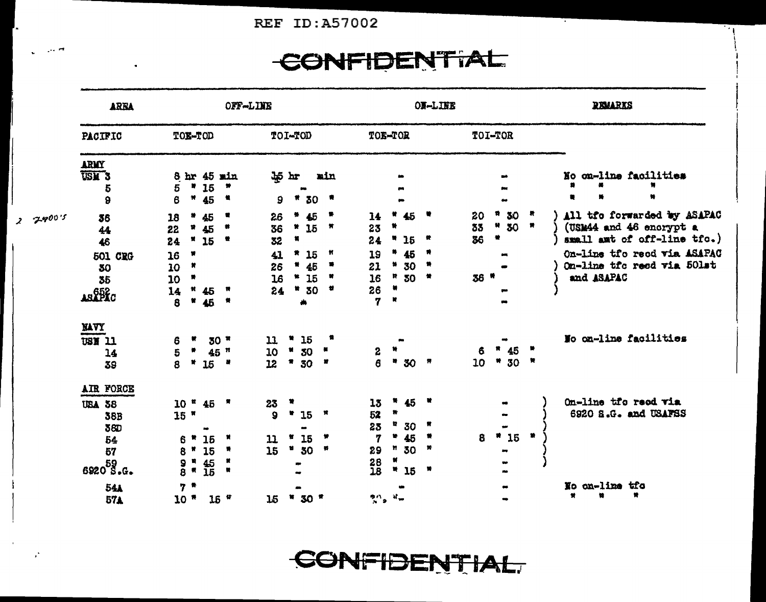REF ID:A57002

CONFIDENTIAL

| AREA | OFF-LINE | | ON-LINE | | REMARKS |
|---|---|---|---|---|---|
| PACIFIC | TOE-TOD | TOI-TOD | TOE-TOR | TOI-TOR | |
| **ARMY** | | | | | |
| USM 3 | 8 hr 45 min | 15 hr min | - | - | No on-line facilities |
| 5 | 5 " 15 " | - | - | - | " " " |
| 9 | 6 " 45 " | 9 " 30 " | - | - | " " " |
| 36 | 18 " 45 " | 26 " 45 " | 14 " 45 " | 20 " 30 " | ) All tfc forwarded by ASAPAC |
| 44 | 22 " 45 " | 36 " 15 " | 23 " | 33 " 30 " | ) (USM44 and 46 encrypt a |
| 46 | 24 " 15 " | 32 " | 24 " 15 " | 36 " | ) small amt of off-line tfc.) |
| 501 CRG | 16 " | 41 " 15 " | 19 " 45 " | - | On-line tfc recd via ASAPAC |
| 30 | 10 " | 26 " 45 " | 21 " 30 " | - | ) On-line tfc recd via 501st |
| 35 | 10 " | 16 " 15 " | 16 " 30 " | 36 " | ) and ASAPAC |
| 652 | 14 " 45 " | 24 " 30 " | 26 " | - | ) |
| ASAPAC | 8 " 45 " | - | 7 " | - | |
| **NAVY** | | | | | |
| USN 11 | 6 " 30 " | 11 " 15 " | - | - | No on-line facilities |
| 14 | 5 " 45 " | 10 " 30 " | 2 " | 6 " 45 " | |
| 39 | 8 " 15 " | 12 " 30 " | 6 " 30 " | 10 " 30 " | |
| **AIR FORCE** | | | | | |
| USA 38 | 10 " 45 " | 23 " | 13 " 45 " | - | ) On-line tfc recd via |
| 38B | 15 " | 9 " 15 " | 52 " | - | ) 6920 S.G. and USAFSS |
| 38D | - | - | 23 " 30 " | - | ) |
| 54 | 6 " 15 " | 11 " 15 " | 7 " 45 " | 8 " 15 " | ) |
| 57 | 8 " 15 " | 15 " 30 " | 29 " 30 " | - | ) |
| 59 | 9 " 45 " | - | 28 " | - | ) |
| 6920 S.G. | 8 " 15 " | - | 18 " 15 " | - | |
| 54A | 7 " | - | - | - | No on-line tfc |
| 57A | 10 " 15 " | 15 " 30 " | 30 " | - | " " " |

CONFIDENTIAL